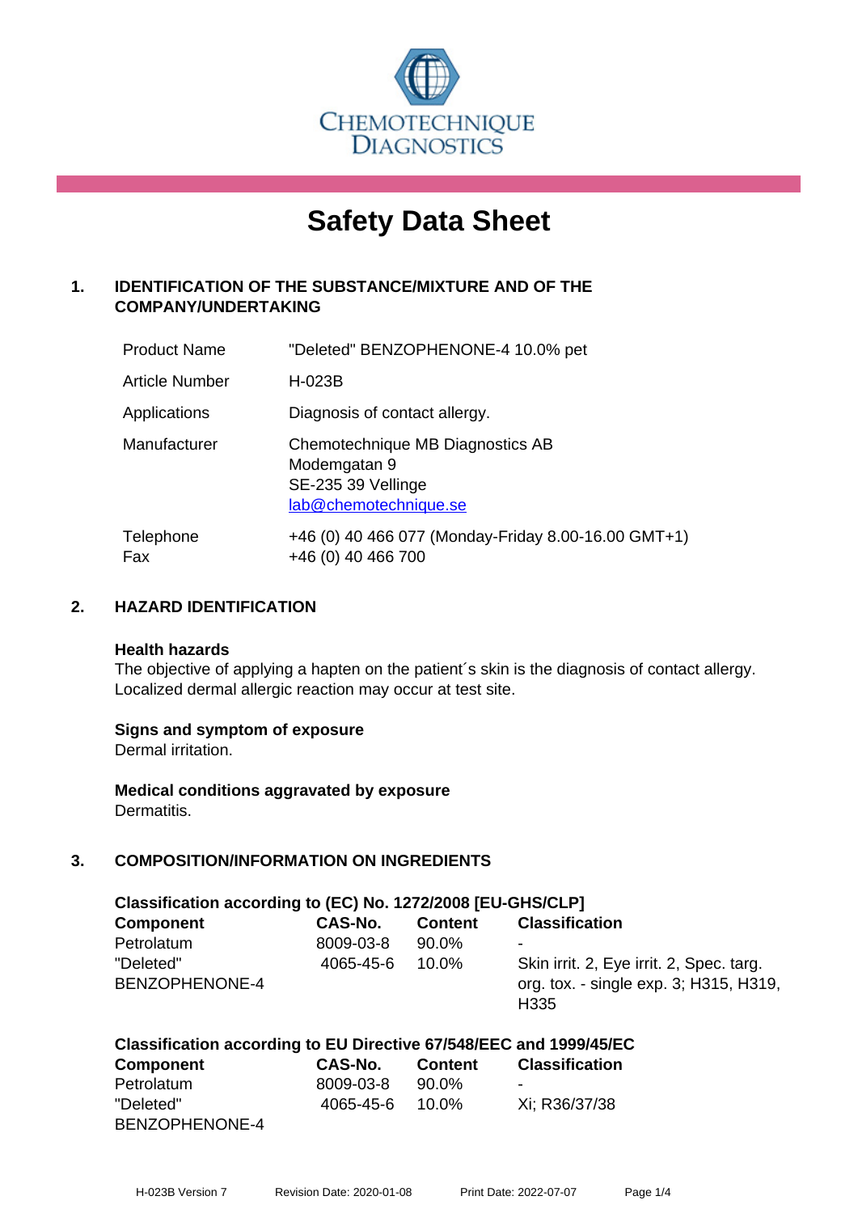CHEMOTECHNIQUE DIAGNOSTICS

# Safety Data Sheet

## 1. IDENTIFICATION OF THE SUBSTANCE/MIXTURE AND OF THE COMPANY/UNDERTAKING

| | |
|---|---|
| Product Name | "Deleted" BENZOPHENONE-4 10.0% pet |
| Article Number | H-023B |
| Applications | Diagnosis of contact allergy. |
| Manufacturer | Chemotechnique MB Diagnostics AB<br>Modemgatan 9<br>SE-235 39 Vellinge<br>lab@chemotechnique.se |
| Telephone<br>Fax | +46 (0) 40 466 077 (Monday-Friday 8.00-16.00 GMT+1)<br>+46 (0) 40 466 700 |

## 2. HAZARD IDENTIFICATION

**Health hazards**
The objective of applying a hapten on the patient´s skin is the diagnosis of contact allergy. Localized dermal allergic reaction may occur at test site.

**Signs and symptom of exposure**
Dermal irritation.

**Medical conditions aggravated by exposure**
Dermatitis.

## 3. COMPOSITION/INFORMATION ON INGREDIENTS

**Classification according to (EC) No. 1272/2008 [EU-GHS/CLP]**

| Component | CAS-No. | Content | Classification |
|---|---|---|---|
| Petrolatum | 8009-03-8 | 90.0% | - |
| "Deleted" BENZOPHENONE-4 | 4065-45-6 | 10.0% | Skin irrit. 2, Eye irrit. 2, Spec. targ. org. tox. - single exp. 3; H315, H319, H335 |

**Classification according to EU Directive 67/548/EEC and 1999/45/EC**

| Component | CAS-No. | Content | Classification |
|---|---|---|---|
| Petrolatum | 8009-03-8 | 90.0% | - |
| "Deleted" BENZOPHENONE-4 | 4065-45-6 | 10.0% | Xi; R36/37/38 |

H-023B Version 7 Revision Date: 2020-01-08 Print Date: 2022-07-07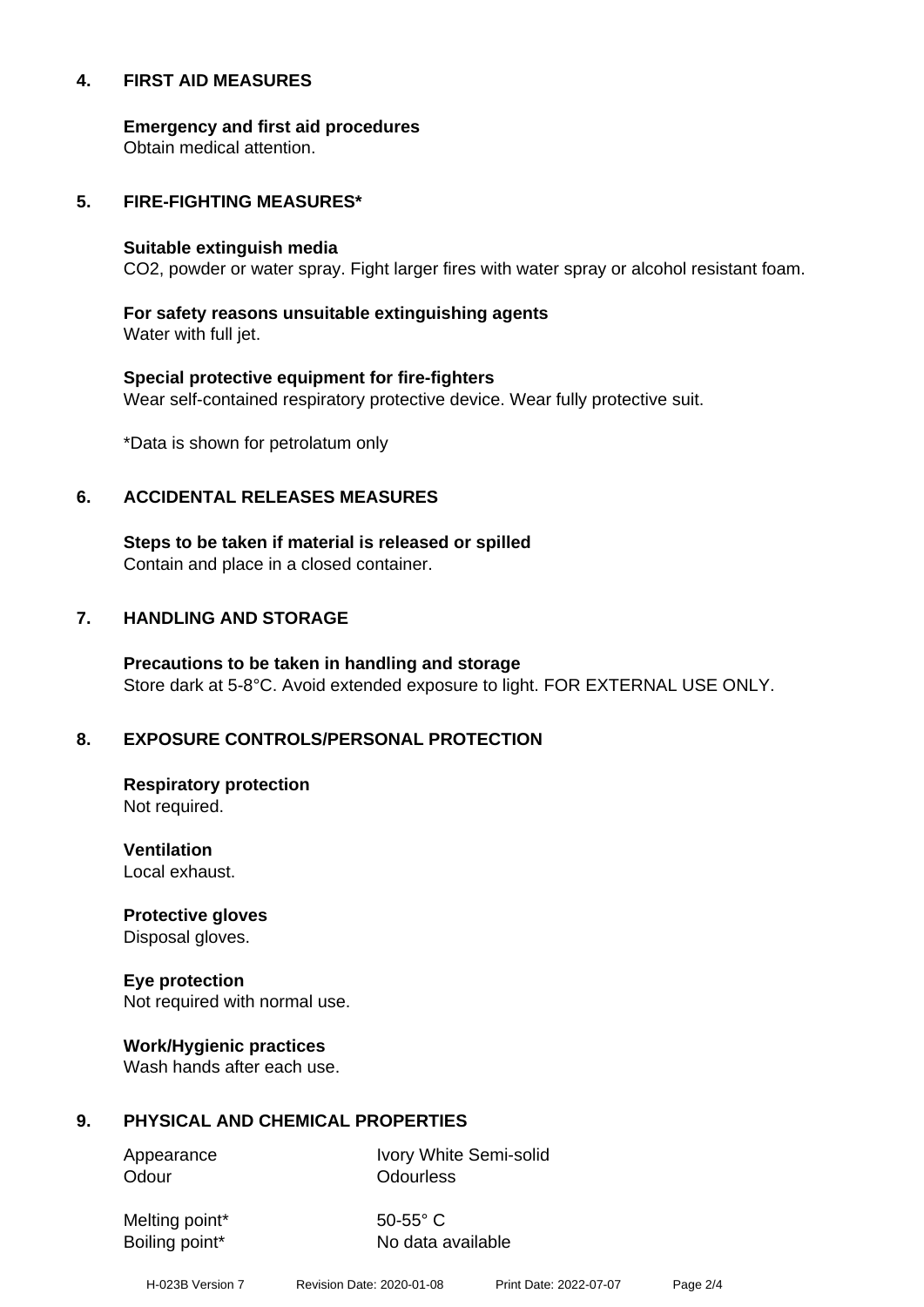## 4. FIRST AID MEASURES

**Emergency and first aid procedures**
Obtain medical attention.

## 5. FIRE-FIGHTING MEASURES*

**Suitable extinguish media**
$CO_2$, powder or water spray. Fight larger fires with water spray or alcohol resistant foam.

**For safety reasons unsuitable extinguishing agents**
Water with full jet.

**Special protective equipment for fire-fighters**
Wear self-contained respiratory protective device. Wear fully protective suit.

*Data is shown for petrolatum only

## 6. ACCIDENTAL RELEASES MEASURES

**Steps to be taken if material is released or spilled**
Contain and place in a closed container.

## 7. HANDLING AND STORAGE

**Precautions to be taken in handling and storage**
Store dark at 5-8°C. Avoid extended exposure to light. FOR EXTERNAL USE ONLY.

## 8. EXPOSURE CONTROLS/PERSONAL PROTECTION

**Respiratory protection**
Not required.

**Ventilation**
Local exhaust.

**Protective gloves**
Disposal gloves.

**Eye protection**
Not required with normal use.

**Work/Hygienic practices**
Wash hands after each use.

## 9. PHYSICAL AND CHEMICAL PROPERTIES

| | |
|---|---|
| Appearance | Ivory White Semi-solid |
| Odour | Odourless |
| Melting point* | 50-55° C |
| Boiling point* | No data available |

H-023B Version 7 Revision Date: 2020-01-08 Print Date: 2022-07-07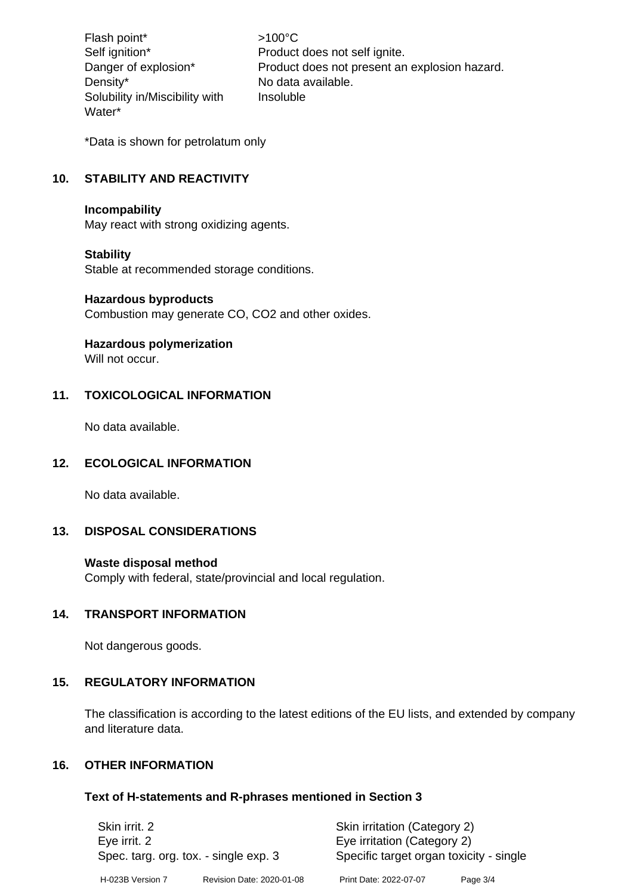| | |
|---|---|
| Flash point* | >100°C |
| Self ignition* | Product does not self ignite. |
| Danger of explosion* | Product does not present an explosion hazard. |
| Density* | No data available. |
| Solubility in/Miscibility with Water* | Insoluble |

*Data is shown for petrolatum only

## 10. STABILITY AND REACTIVITY

**Incompability**
May react with strong oxidizing agents.

**Stability**
Stable at recommended storage conditions.

**Hazardous byproducts**
Combustion may generate CO, CO2 and other oxides.

**Hazardous polymerization**
Will not occur.

## 11. TOXICOLOGICAL INFORMATION

No data available.

## 12. ECOLOGICAL INFORMATION

No data available.

## 13. DISPOSAL CONSIDERATIONS

**Waste disposal method**
Comply with federal, state/provincial and local regulation.

## 14. TRANSPORT INFORMATION

Not dangerous goods.

## 15. REGULATORY INFORMATION

The classification is according to the latest editions of the EU lists, and extended by company and literature data.

## 16. OTHER INFORMATION

### Text of H-statements and R-phrases mentioned in Section 3

| | |
|---|---|
| Skin irrit. 2 | Skin irritation (Category 2) |
| Eye irrit. 2 | Eye irritation (Category 2) |
| Spec. targ. org. tox. - single exp. 3 | Specific target organ toxicity - single |

H-023B Version 7 Revision Date: 2020-01-08 Print Date: 2022-07-07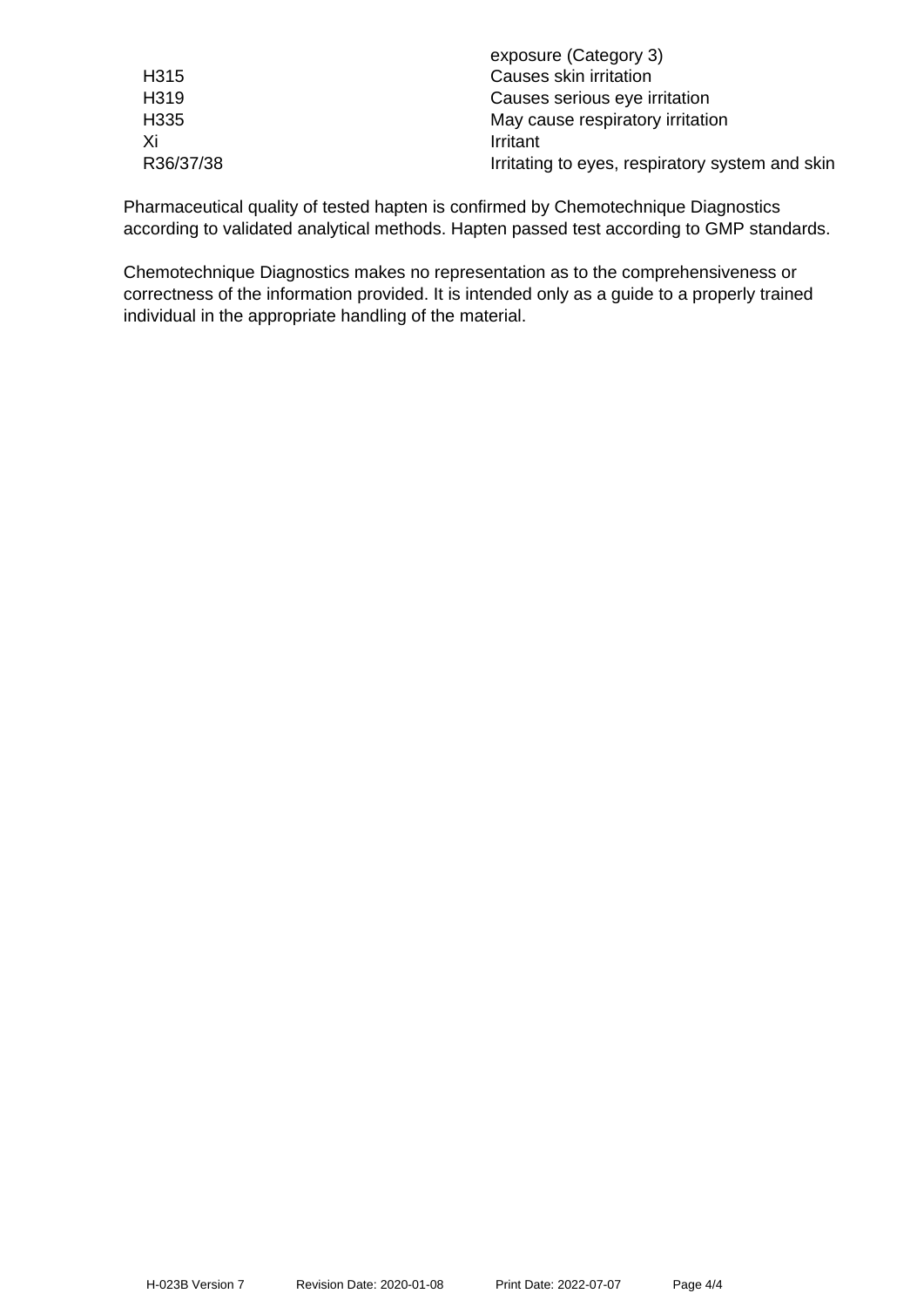| | |
|---|---|
| | exposure (Category 3) |
| H315 | Causes skin irritation |
| H319 | Causes serious eye irritation |
| H335 | May cause respiratory irritation |
| Xi | Irritant |
| R36/37/38 | Irritating to eyes, respiratory system and skin |

Pharmaceutical quality of tested hapten is confirmed by Chemotechnique Diagnostics according to validated analytical methods. Hapten passed test according to GMP standards.

Chemotechnique Diagnostics makes no representation as to the comprehensiveness or correctness of the information provided. It is intended only as a guide to a properly trained individual in the appropriate handling of the material.